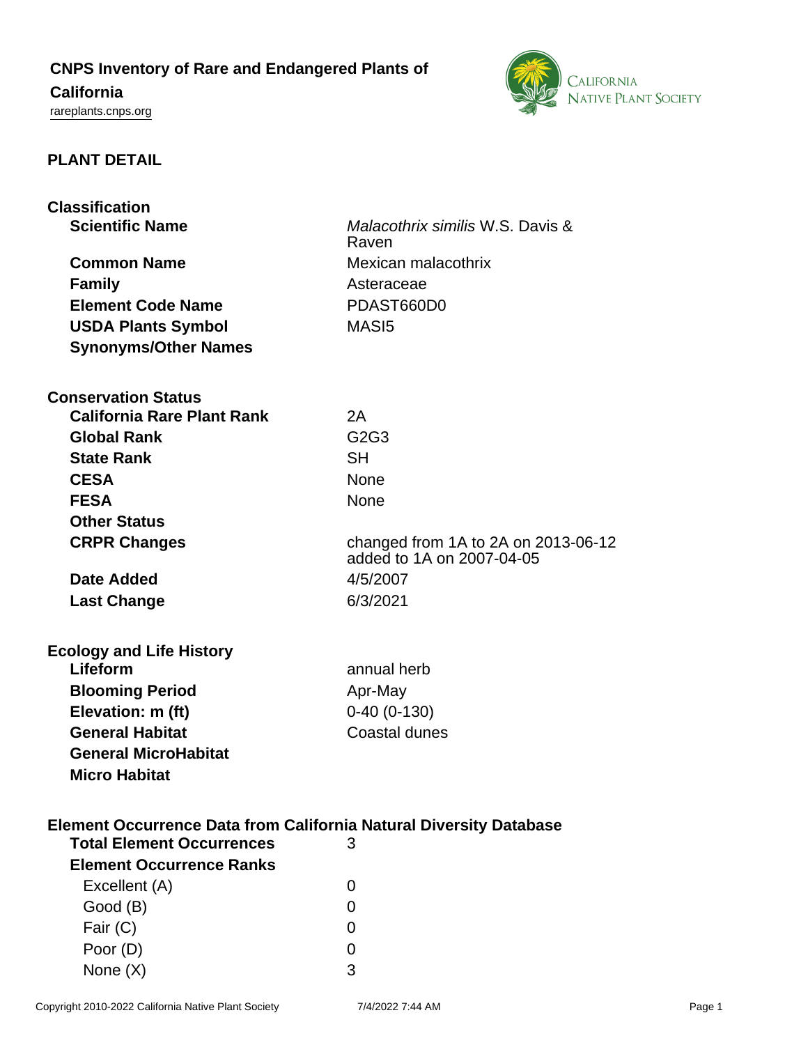# CNPS Inventory of Rare and Endangered Plants of California

rareplants.cnps.org

## PLANT DETAIL

### Classification

| | |
|---|---|
| **Scientific Name** | *Malacothrix similis* W.S. Davis & Raven |
| **Common Name** | Mexican malacothrix |
| **Family** | Asteraceae |
| **Element Code Name** | PDAST660D0 |
| **USDA Plants Symbol** | MASI5 |
| **Synonyms/Other Names** | |

### Conservation Status

| | |
|---|---|
| **California Rare Plant Rank** | 2A |
| **Global Rank** | G2G3 |
| **State Rank** | SH |
| **CESA** | None |
| **FESA** | None |
| **Other Status** | |
| **CRPR Changes** | changed from 1A to 2A on 2013-06-12<br>added to 1A on 2007-04-05 |
| **Date Added** | 4/5/2007 |
| **Last Change** | 6/3/2021 |

### Ecology and Life History

| | |
|---|---|
| **Lifeform** | annual herb |
| **Blooming Period** | Apr-May |
| **Elevation: m (ft)** | 0-40 (0-130) |
| **General Habitat** | Coastal dunes |
| **General MicroHabitat** | |
| **Micro Habitat** | |

### Element Occurrence Data from California Natural Diversity Database

| | |
|---|---|
| **Total Element Occurrences** | 3 |
| **Element Occurrence Ranks** | |
| Excellent (A) | 0 |
| Good (B) | 0 |
| Fair (C) | 0 |
| Poor (D) | 0 |
| None (X) | 3 |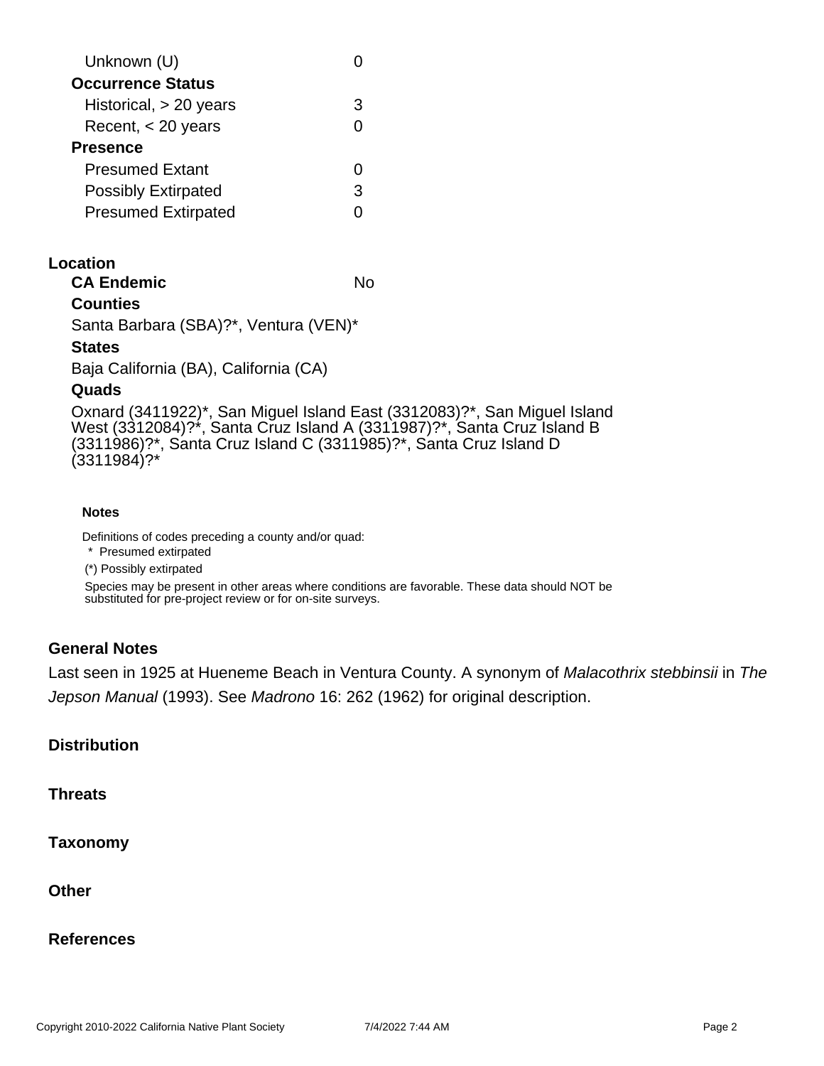| | |
|---|---|
| Unknown (U) | 0 |
| **Occurrence Status** | |
| Historical, > 20 years | 3 |
| Recent, < 20 years | 0 |
| **Presence** | |
| Presumed Extant | 0 |
| Possibly Extirpated | 3 |
| Presumed Extirpated | 0 |

## Location

**CA Endemic** No

**Counties**

Santa Barbara (SBA)?*, Ventura (VEN)*

**States**

Baja California (BA), California (CA)

**Quads**

Oxnard (3411922)*, San Miguel Island East (3312083)?*, San Miguel Island West (3312084)?*, Santa Cruz Island A (3311987)?*, Santa Cruz Island B (3311986)?*, Santa Cruz Island C (3311985)?*, Santa Cruz Island D (3311984)?*

**Notes**

Definitions of codes preceding a county and/or quad:

\* Presumed extirpated

(*) Possibly extirpated

Species may be present in other areas where conditions are favorable. These data should NOT be substituted for pre-project review or for on-site surveys.

## General Notes

Last seen in 1925 at Hueneme Beach in Ventura County. A synonym of *Malacothrix stebbinsii* in *The Jepson Manual* (1993). See *Madrono* 16: 262 (1962) for original description.

## Distribution

## Threats

## Taxonomy

## Other

## References